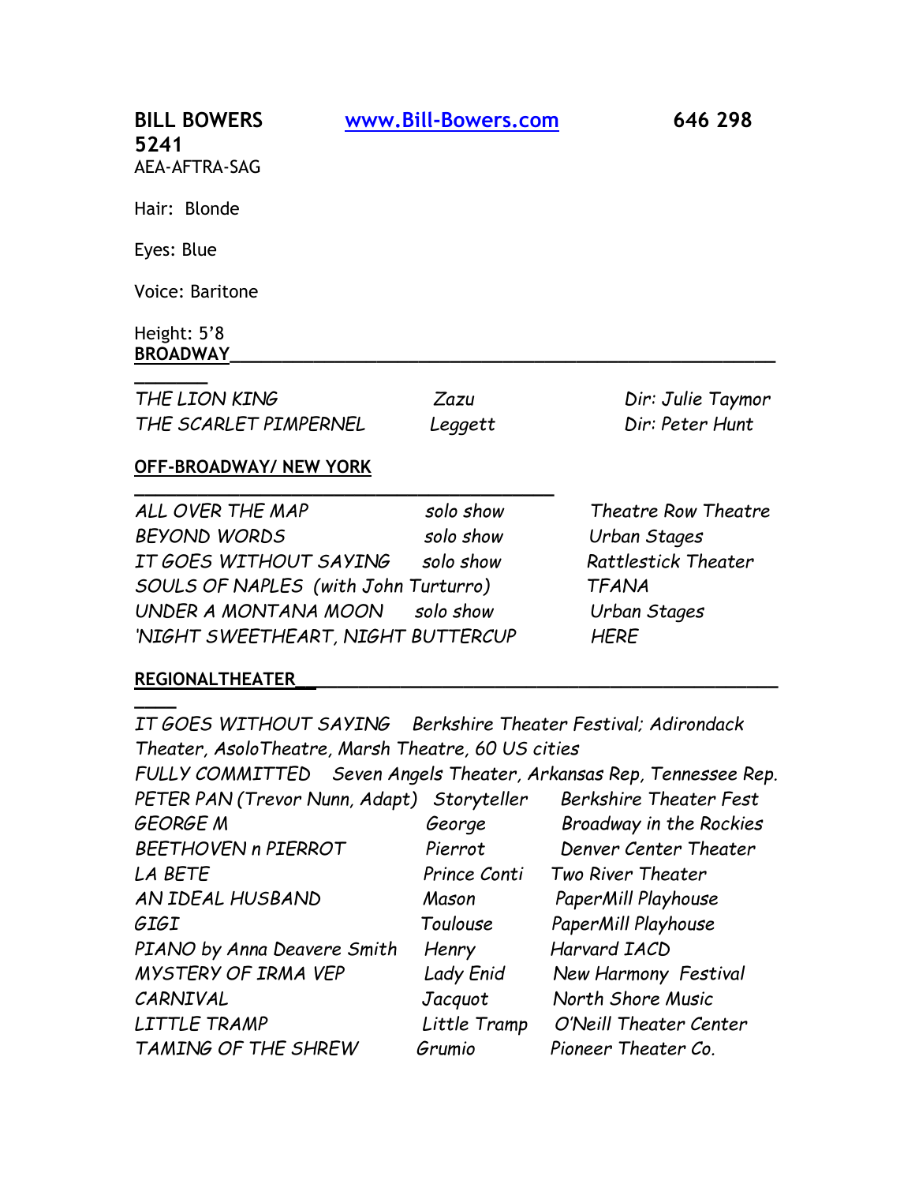**BILL BOWERS** [www.Bill-Bowers.com](http://www.Bill-Bowers.com) **646 298 5241**

AEA-AFTRA-SAG

Hair: Blonde

Eyes: Blue

Voice: Baritone

Height: 5'8

## BROADWAY

| | | |
|---|---|---|
| *THE LION KING* | *Zazu* | *Dir: Julie Taymor* |
| *THE SCARLET PIMPERNEL* | *Leggett* | *Dir: Peter Hunt* |

## OFF-BROADWAY/ NEW YORK

| | | |
|---|---|---|
| *ALL OVER THE MAP* | *solo show* | *Theatre Row Theatre* |
| *BEYOND WORDS* | *solo show* | *Urban Stages* |
| *IT GOES WITHOUT SAYING* | *solo show* | *Rattlestick Theater* |
| *SOULS OF NAPLES (with John Turturro)* | | *TFANA* |
| *UNDER A MONTANA MOON* | *solo show* | *Urban Stages* |
| *'NIGHT SWEETHEART, NIGHT BUTTERCUP* | | *HERE* |

## REGIONALTHEATER

*IT GOES WITHOUT SAYING* *Berkshire Theater Festival; Adirondack Theater, AsoloTheatre, Marsh Theatre, 60 US cities*

*FULLY COMMITTED* *Seven Angels Theater, Arkansas Rep, Tennessee Rep.*

| | | |
|---|---|---|
| *PETER PAN (Trevor Nunn, Adapt)* | *Storyteller* | *Berkshire Theater Fest* |
| *GEORGE M* | *George* | *Broadway in the Rockies* |
| *BEETHOVEN n PIERROT* | *Pierrot* | *Denver Center Theater* |
| *LA BETE* | *Prince Conti* | *Two River Theater* |
| *AN IDEAL HUSBAND* | *Mason* | *PaperMill Playhouse* |
| *GIGI* | *Toulouse* | *PaperMill Playhouse* |
| *PIANO by Anna Deavere Smith* | *Henry* | *Harvard IACD* |
| *MYSTERY OF IRMA VEP* | *Lady Enid* | *New Harmony Festival* |
| *CARNIVAL* | *Jacquot* | *North Shore Music* |
| *LITTLE TRAMP* | *Little Tramp* | *O'Neill Theater Center* |
| *TAMING OF THE SHREW* | *Grumio* | *Pioneer Theater Co.* |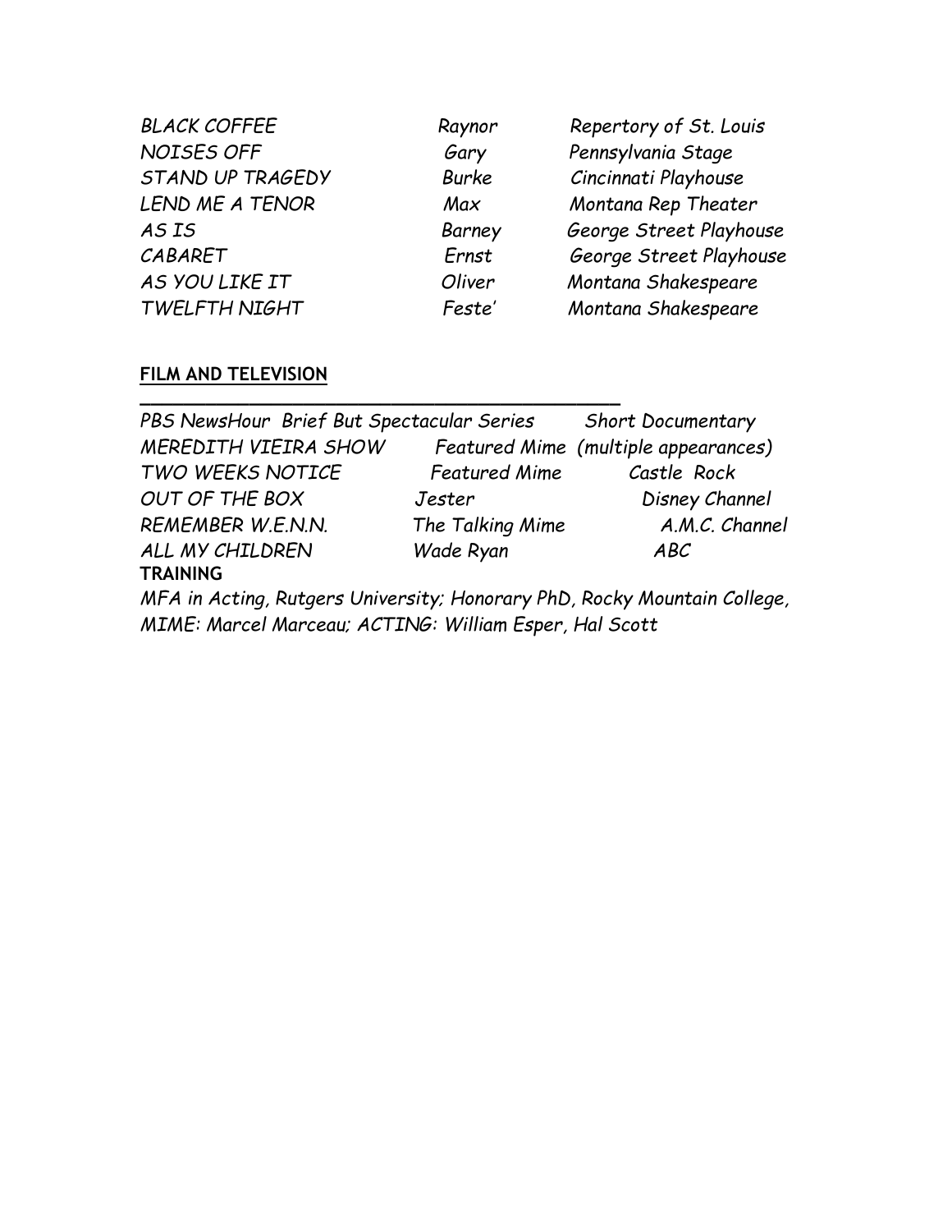| | | |
|---|---|---|
| *BLACK COFFEE* | *Raynor* | *Repertory of St. Louis* |
| *NOISES OFF* | *Gary* | *Pennsylvania Stage* |
| *STAND UP TRAGEDY* | *Burke* | *Cincinnati Playhouse* |
| *LEND ME A TENOR* | *Max* | *Montana Rep Theater* |
| *AS IS* | *Barney* | *George Street Playhouse* |
| *CABARET* | *Ernst* | *George Street Playhouse* |
| *AS YOU LIKE IT* | *Oliver* | *Montana Shakespeare* |
| *TWELFTH NIGHT* | *Feste'* | *Montana Shakespeare* |

## FILM AND TELEVISION

| | | |
|---|---|---|
| *PBS NewsHour Brief But Spectacular Series* | | *Short Documentary* |
| *MEREDITH VIEIRA SHOW* | *Featured Mime* | *(multiple appearances)* |
| *TWO WEEKS NOTICE* | *Featured Mime* | *Castle Rock* |
| *OUT OF THE BOX* | *Jester* | *Disney Channel* |
| *REMEMBER W.E.N.N.* | *The Talking Mime* | *A.M.C. Channel* |
| *ALL MY CHILDREN* | *Wade Ryan* | *ABC* |

**TRAINING**

*MFA in Acting, Rutgers University; Honorary PhD, Rocky Mountain College,*
*MIME: Marcel Marceau; ACTING: William Esper, Hal Scott*